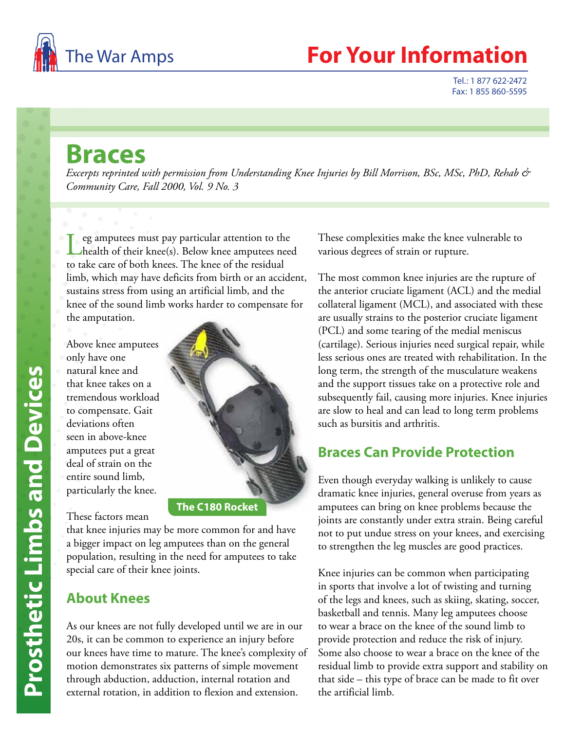The War Amps

# For Your Information

Tel.: 1 877 622-2472
Fax: 1 855 860-5595

Prosthetic Limbs and Devices

# Braces

*Excerpts reprinted with permission from Understanding Knee Injuries by Bill Morrison, BSc, MSc, PhD, Rehab & Community Care, Fall 2000, Vol. 9 No. 3*

Leg amputees must pay particular attention to the health of their knee(s). Below knee amputees need to take care of both knees. The knee of the residual limb, which may have deficits from birth or an accident, sustains stress from using an artificial limb, and the knee of the sound limb works harder to compensate for the amputation.

Above knee amputees only have one natural knee and that knee takes on a tremendous workload to compensate. Gait deviations often seen in above-knee amputees put a great deal of strain on the entire sound limb, particularly the knee.

The C180 Rocket

These factors mean that knee injuries may be more common for and have a bigger impact on leg amputees than on the general population, resulting in the need for amputees to take special care of their knee joints.

## About Knees

As our knees are not fully developed until we are in our 20s, it can be common to experience an injury before our knees have time to mature. The knee's complexity of motion demonstrates six patterns of simple movement through abduction, adduction, internal rotation and external rotation, in addition to flexion and extension. These complexities make the knee vulnerable to various degrees of strain or rupture.

The most common knee injuries are the rupture of the anterior cruciate ligament (ACL) and the medial collateral ligament (MCL), and associated with these are usually strains to the posterior cruciate ligament (PCL) and some tearing of the medial meniscus (cartilage). Serious injuries need surgical repair, while less serious ones are treated with rehabilitation. In the long term, the strength of the musculature weakens and the support tissues take on a protective role and subsequently fail, causing more injuries. Knee injuries are slow to heal and can lead to long term problems such as bursitis and arthritis.

## Braces Can Provide Protection

Even though everyday walking is unlikely to cause dramatic knee injuries, general overuse from years as amputees can bring on knee problems because the joints are constantly under extra strain. Being careful not to put undue stress on your knees, and exercising to strengthen the leg muscles are good practices.

Knee injuries can be common when participating in sports that involve a lot of twisting and turning of the legs and knees, such as skiing, skating, soccer, basketball and tennis. Many leg amputees choose to wear a brace on the knee of the sound limb to provide protection and reduce the risk of injury. Some also choose to wear a brace on the knee of the residual limb to provide extra support and stability on that side – this type of brace can be made to fit over the artificial limb.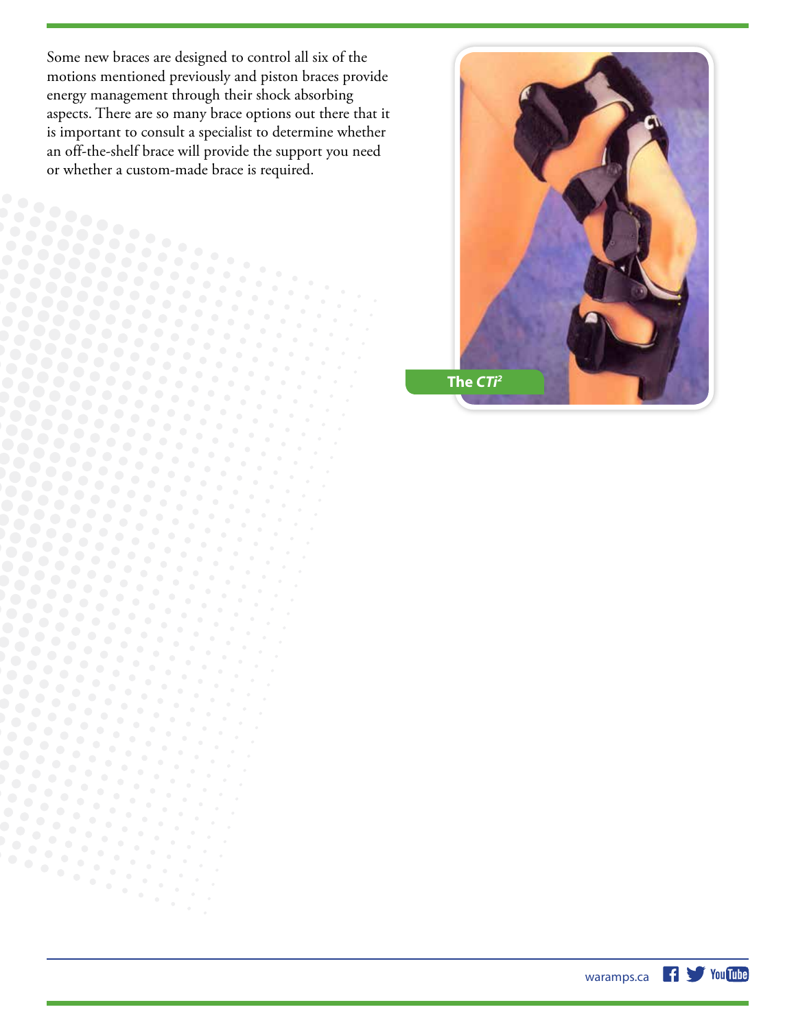Some new braces are designed to control all six of the motions mentioned previously and piston braces provide energy management through their shock absorbing aspects. There are so many brace options out there that it is important to consult a specialist to determine whether an off-the-shelf brace will provide the support you need or whether a custom-made brace is required.

The *CTi*[2]